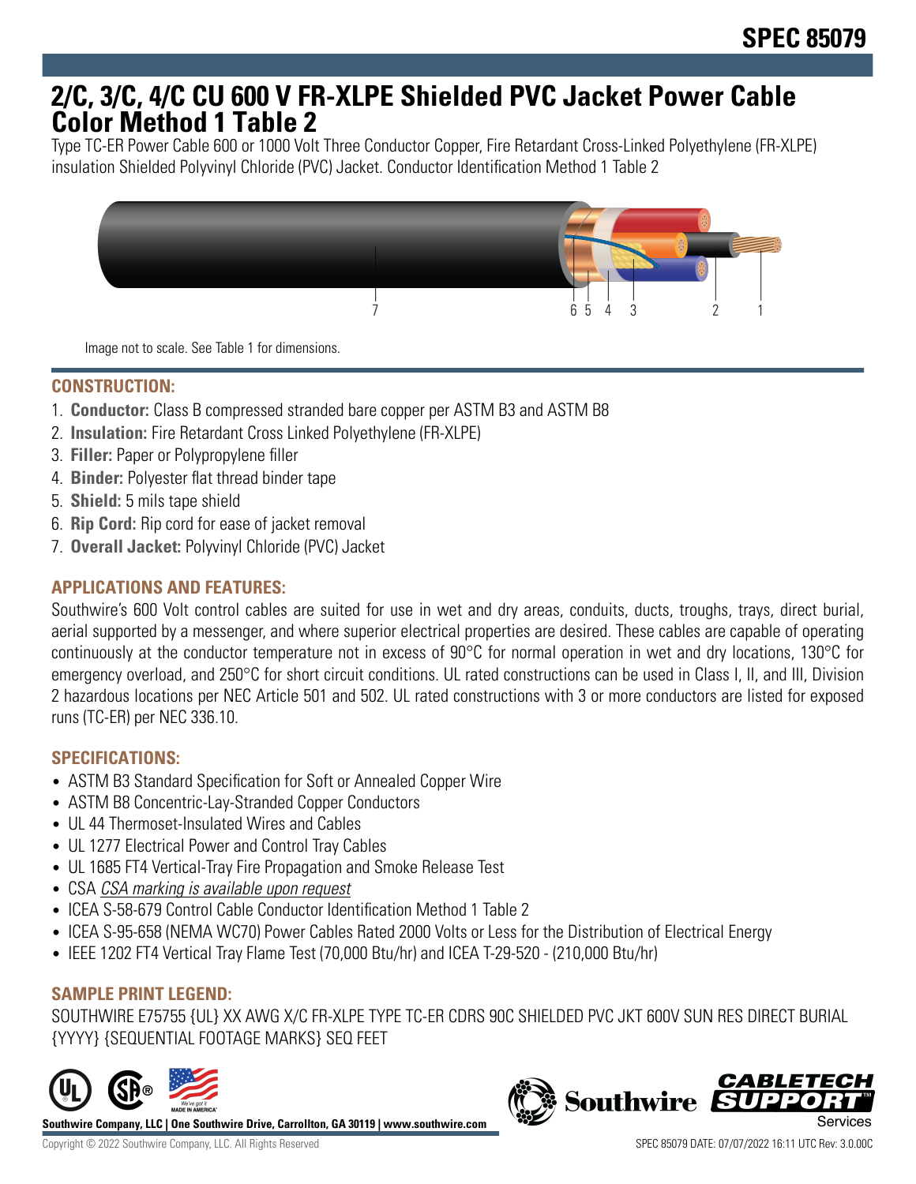# SPEC 85079

## 2/C, 3/C, 4/C CU 600 V FR-XLPE Shielded PVC Jacket Power Cable Color Method 1 Table 2

Type TC-ER Power Cable 600 or 1000 Volt Three Conductor Copper, Fire Retardant Cross-Linked Polyethylene (FR-XLPE) insulation Shielded Polyvinyl Chloride (PVC) Jacket. Conductor Identification Method 1 Table 2

Image not to scale. See Table 1 for dimensions.

### CONSTRUCTION:

1. **Conductor:** Class B compressed stranded bare copper per ASTM B3 and ASTM B8
2. **Insulation:** Fire Retardant Cross Linked Polyethylene (FR-XLPE)
3. **Filler:** Paper or Polypropylene filler
4. **Binder:** Polyester flat thread binder tape
5. **Shield:** 5 mils tape shield
6. **Rip Cord:** Rip cord for ease of jacket removal
7. **Overall Jacket:** Polyvinyl Chloride (PVC) Jacket

### APPLICATIONS AND FEATURES:

Southwire's 600 Volt control cables are suited for use in wet and dry areas, conduits, ducts, troughs, trays, direct burial, aerial supported by a messenger, and where superior electrical properties are desired. These cables are capable of operating continuously at the conductor temperature not in excess of 90°C for normal operation in wet and dry locations, 130°C for emergency overload, and 250°C for short circuit conditions. UL rated constructions can be used in Class I, II, and III, Division 2 hazardous locations per NEC Article 501 and 502. UL rated constructions with 3 or more conductors are listed for exposed runs (TC-ER) per NEC 336.10.

### SPECIFICATIONS:

- ASTM B3 Standard Specification for Soft or Annealed Copper Wire
- ASTM B8 Concentric-Lay-Stranded Copper Conductors
- UL 44 Thermoset-Insulated Wires and Cables
- UL 1277 Electrical Power and Control Tray Cables
- UL 1685 FT4 Vertical-Tray Fire Propagation and Smoke Release Test
- CSA *CSA marking is available upon request*
- ICEA S-58-679 Control Cable Conductor Identification Method 1 Table 2
- ICEA S-95-658 (NEMA WC70) Power Cables Rated 2000 Volts or Less for the Distribution of Electrical Energy
- IEEE 1202 FT4 Vertical Tray Flame Test (70,000 Btu/hr) and ICEA T-29-520 - (210,000 Btu/hr)

### SAMPLE PRINT LEGEND:

SOUTHWIRE E75755 {UL} XX AWG X/C FR-XLPE TYPE TC-ER CDRS 90C SHIELDED PVC JKT 600V SUN RES DIRECT BURIAL {YYYY} {SEQUENTIAL FOOTAGE MARKS} SEQ FEET

**Southwire Company, LLC | One Southwire Drive, Carrollton, GA 30119 | www.southwire.com**

Copyright © 2022 Southwire Company, LLC. All Rights Reserved

SPEC 85079 DATE: 07/07/2022 16:11 UTC Rev: 3.0.00C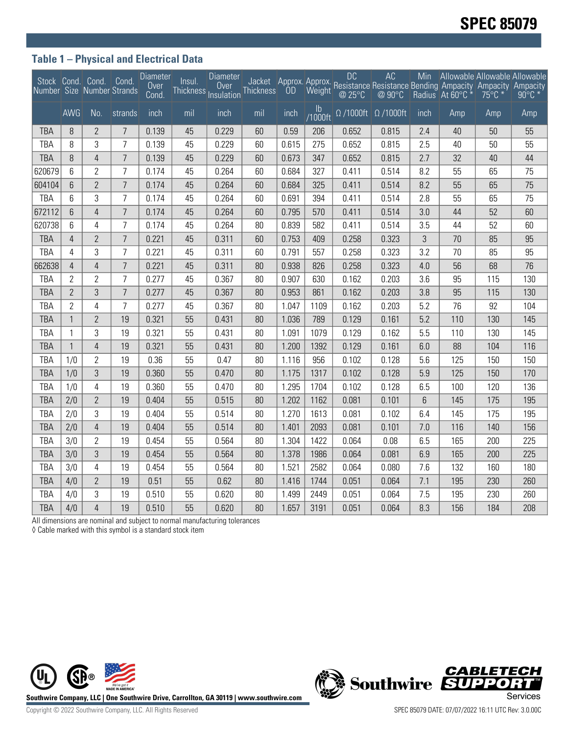# SPEC 85079

## Table 1 – Physical and Electrical Data

| Stock Number | Cond. Size | Cond. Number | Cond. Strands | Diameter Over Cond. | Insul. Thickness | Diameter Over Insulation | Jacket Thickness | Approx. OD | Approx. Weight | DC Resistance @ 25°C | AC Resistance @ 90°C | Min Bending Radius | Allowable Ampacity At 60°C * | Allowable Ampacity 75°C * | Allowable Ampacity 90°C * |
|---|---|---|---|---|---|---|---|---|---|---|---|---|---|---|---|
| | AWG | No. | strands | inch | mil | inch | mil | inch | lb /1000ft | Ω /1000ft | Ω /1000ft | inch | Amp | Amp | Amp |
| TBA | 8 | 2 | 7 | 0.139 | 45 | 0.229 | 60 | 0.59 | 206 | 0.652 | 0.815 | 2.4 | 40 | 50 | 55 |
| TBA | 8 | 3 | 7 | 0.139 | 45 | 0.229 | 60 | 0.615 | 275 | 0.652 | 0.815 | 2.5 | 40 | 50 | 55 |
| TBA | 8 | 4 | 7 | 0.139 | 45 | 0.229 | 60 | 0.673 | 347 | 0.652 | 0.815 | 2.7 | 32 | 40 | 44 |
| 620679 | 6 | 2 | 7 | 0.174 | 45 | 0.264 | 60 | 0.684 | 327 | 0.411 | 0.514 | 8.2 | 55 | 65 | 75 |
| 604104 | 6 | 2 | 7 | 0.174 | 45 | 0.264 | 60 | 0.684 | 325 | 0.411 | 0.514 | 8.2 | 55 | 65 | 75 |
| TBA | 6 | 3 | 7 | 0.174 | 45 | 0.264 | 60 | 0.691 | 394 | 0.411 | 0.514 | 2.8 | 55 | 65 | 75 |
| 672112 | 6 | 4 | 7 | 0.174 | 45 | 0.264 | 60 | 0.795 | 570 | 0.411 | 0.514 | 3.0 | 44 | 52 | 60 |
| 620738 | 6 | 4 | 7 | 0.174 | 45 | 0.264 | 80 | 0.839 | 582 | 0.411 | 0.514 | 3.5 | 44 | 52 | 60 |
| TBA | 4 | 2 | 7 | 0.221 | 45 | 0.311 | 60 | 0.753 | 409 | 0.258 | 0.323 | 3 | 70 | 85 | 95 |
| TBA | 4 | 3 | 7 | 0.221 | 45 | 0.311 | 60 | 0.791 | 557 | 0.258 | 0.323 | 3.2 | 70 | 85 | 95 |
| 662638 | 4 | 4 | 7 | 0.221 | 45 | 0.311 | 80 | 0.938 | 826 | 0.258 | 0.323 | 4.0 | 56 | 68 | 76 |
| TBA | 2 | 2 | 7 | 0.277 | 45 | 0.367 | 80 | 0.907 | 630 | 0.162 | 0.203 | 3.6 | 95 | 115 | 130 |
| TBA | 2 | 3 | 7 | 0.277 | 45 | 0.367 | 80 | 0.953 | 861 | 0.162 | 0.203 | 3.8 | 95 | 115 | 130 |
| TBA | 2 | 4 | 7 | 0.277 | 45 | 0.367 | 80 | 1.047 | 1109 | 0.162 | 0.203 | 5.2 | 76 | 92 | 104 |
| TBA | 1 | 2 | 19 | 0.321 | 55 | 0.431 | 80 | 1.036 | 789 | 0.129 | 0.161 | 5.2 | 110 | 130 | 145 |
| TBA | 1 | 3 | 19 | 0.321 | 55 | 0.431 | 80 | 1.091 | 1079 | 0.129 | 0.162 | 5.5 | 110 | 130 | 145 |
| TBA | 1 | 4 | 19 | 0.321 | 55 | 0.431 | 80 | 1.200 | 1392 | 0.129 | 0.161 | 6.0 | 88 | 104 | 116 |
| TBA | 1/0 | 2 | 19 | 0.36 | 55 | 0.47 | 80 | 1.116 | 956 | 0.102 | 0.128 | 5.6 | 125 | 150 | 150 |
| TBA | 1/0 | 3 | 19 | 0.360 | 55 | 0.470 | 80 | 1.175 | 1317 | 0.102 | 0.128 | 5.9 | 125 | 150 | 170 |
| TBA | 1/0 | 4 | 19 | 0.360 | 55 | 0.470 | 80 | 1.295 | 1704 | 0.102 | 0.128 | 6.5 | 100 | 120 | 136 |
| TBA | 2/0 | 2 | 19 | 0.404 | 55 | 0.515 | 80 | 1.202 | 1162 | 0.081 | 0.101 | 6 | 145 | 175 | 195 |
| TBA | 2/0 | 3 | 19 | 0.404 | 55 | 0.514 | 80 | 1.270 | 1613 | 0.081 | 0.102 | 6.4 | 145 | 175 | 195 |
| TBA | 2/0 | 4 | 19 | 0.404 | 55 | 0.514 | 80 | 1.401 | 2093 | 0.081 | 0.101 | 7.0 | 116 | 140 | 156 |
| TBA | 3/0 | 2 | 19 | 0.454 | 55 | 0.564 | 80 | 1.304 | 1422 | 0.064 | 0.08 | 6.5 | 165 | 200 | 225 |
| TBA | 3/0 | 3 | 19 | 0.454 | 55 | 0.564 | 80 | 1.378 | 1986 | 0.064 | 0.081 | 6.9 | 165 | 200 | 225 |
| TBA | 3/0 | 4 | 19 | 0.454 | 55 | 0.564 | 80 | 1.521 | 2582 | 0.064 | 0.080 | 7.6 | 132 | 160 | 180 |
| TBA | 4/0 | 2 | 19 | 0.51 | 55 | 0.62 | 80 | 1.416 | 1744 | 0.051 | 0.064 | 7.1 | 195 | 230 | 260 |
| TBA | 4/0 | 3 | 19 | 0.510 | 55 | 0.620 | 80 | 1.499 | 2449 | 0.051 | 0.064 | 7.5 | 195 | 230 | 260 |
| TBA | 4/0 | 4 | 19 | 0.510 | 55 | 0.620 | 80 | 1.657 | 3191 | 0.051 | 0.064 | 8.3 | 156 | 184 | 208 |

All dimensions are nominal and subject to normal manufacturing tolerances

◊ Cable marked with this symbol is a standard stock item

**Southwire Company, LLC | One Southwire Drive, Carrollton, GA 30119 | www.southwire.com**

Copyright © 2022 Southwire Company, LLC. All Rights Reserved

SPEC 85079 DATE: 07/07/2022 16:11 UTC Rev: 3.0.00C